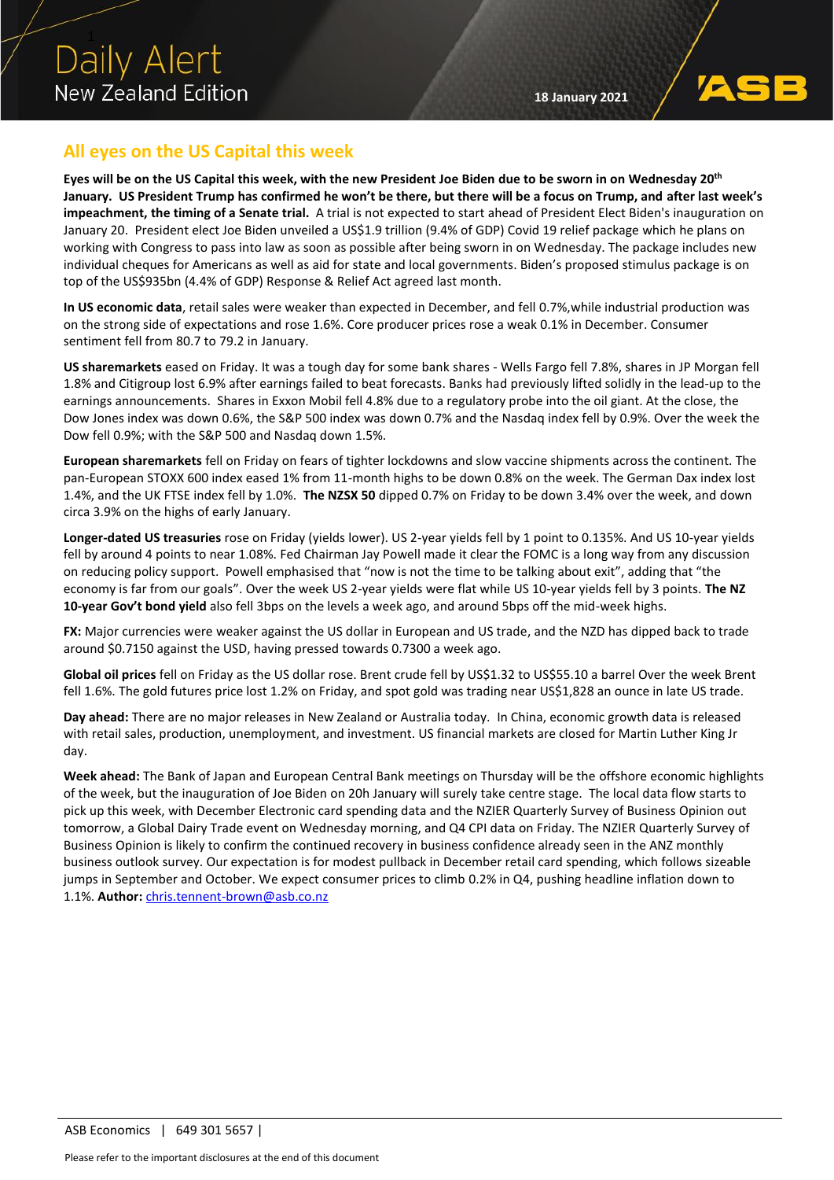# Daily Alert
## New Zealand Edition

**18 January 2021**

## All eyes on the US Capital this week

**Eyes will be on the US Capital this week, with the new President Joe Biden due to be sworn in on Wednesday 20th January. US President Trump has confirmed he won't be there, but there will be a focus on Trump, and after last week's impeachment, the timing of a Senate trial.** A trial is not expected to start ahead of President Elect Biden's inauguration on January 20. President elect Joe Biden unveiled a US$1.9 trillion (9.4% of GDP) Covid 19 relief package which he plans on working with Congress to pass into law as soon as possible after being sworn in on Wednesday. The package includes new individual cheques for Americans as well as aid for state and local governments. Biden's proposed stimulus package is on top of the US$935bn (4.4% of GDP) Response & Relief Act agreed last month.

**In US economic data**, retail sales were weaker than expected in December, and fell 0.7%,while industrial production was on the strong side of expectations and rose 1.6%. Core producer prices rose a weak 0.1% in December. Consumer sentiment fell from 80.7 to 79.2 in January.

**US sharemarkets** eased on Friday. It was a tough day for some bank shares - Wells Fargo fell 7.8%, shares in JP Morgan fell 1.8% and Citigroup lost 6.9% after earnings failed to beat forecasts. Banks had previously lifted solidly in the lead-up to the earnings announcements. Shares in Exxon Mobil fell 4.8% due to a regulatory probe into the oil giant. At the close, the Dow Jones index was down 0.6%, the S&P 500 index was down 0.7% and the Nasdaq index fell by 0.9%. Over the week the Dow fell 0.9%; with the S&P 500 and Nasdaq down 1.5%.

**European sharemarkets** fell on Friday on fears of tighter lockdowns and slow vaccine shipments across the continent. The pan-European STOXX 600 index eased 1% from 11-month highs to be down 0.8% on the week. The German Dax index lost 1.4%, and the UK FTSE index fell by 1.0%. **The NZSX 50** dipped 0.7% on Friday to be down 3.4% over the week, and down circa 3.9% on the highs of early January.

**Longer-dated US treasuries** rose on Friday (yields lower). US 2-year yields fell by 1 point to 0.135%. And US 10-year yields fell by around 4 points to near 1.08%. Fed Chairman Jay Powell made it clear the FOMC is a long way from any discussion on reducing policy support. Powell emphasised that "now is not the time to be talking about exit", adding that "the economy is far from our goals". Over the week US 2-year yields were flat while US 10-year yields fell by 3 points. **The NZ 10-year Gov't bond yield** also fell 3bps on the levels a week ago, and around 5bps off the mid-week highs.

**FX:** Major currencies were weaker against the US dollar in European and US trade, and the NZD has dipped back to trade around $0.7150 against the USD, having pressed towards 0.7300 a week ago.

**Global oil prices** fell on Friday as the US dollar rose. Brent crude fell by US$1.32 to US$55.10 a barrel Over the week Brent fell 1.6%. The gold futures price lost 1.2% on Friday, and spot gold was trading near US$1,828 an ounce in late US trade.

**Day ahead:** There are no major releases in New Zealand or Australia today. In China, economic growth data is released with retail sales, production, unemployment, and investment. US financial markets are closed for Martin Luther King Jr day.

**Week ahead:** The Bank of Japan and European Central Bank meetings on Thursday will be the offshore economic highlights of the week, but the inauguration of Joe Biden on 20h January will surely take centre stage. The local data flow starts to pick up this week, with December Electronic card spending data and the NZIER Quarterly Survey of Business Opinion out tomorrow, a Global Dairy Trade event on Wednesday morning, and Q4 CPI data on Friday. The NZIER Quarterly Survey of Business Opinion is likely to confirm the continued recovery in business confidence already seen in the ANZ monthly business outlook survey. Our expectation is for modest pullback in December retail card spending, which follows sizeable jumps in September and October. We expect consumer prices to climb 0.2% in Q4, pushing headline inflation down to 1.1%. **Author:** chris.tennent-brown@asb.co.nz

ASB Economics | 649 301 5657 |

Please refer to the important disclosures at the end of this document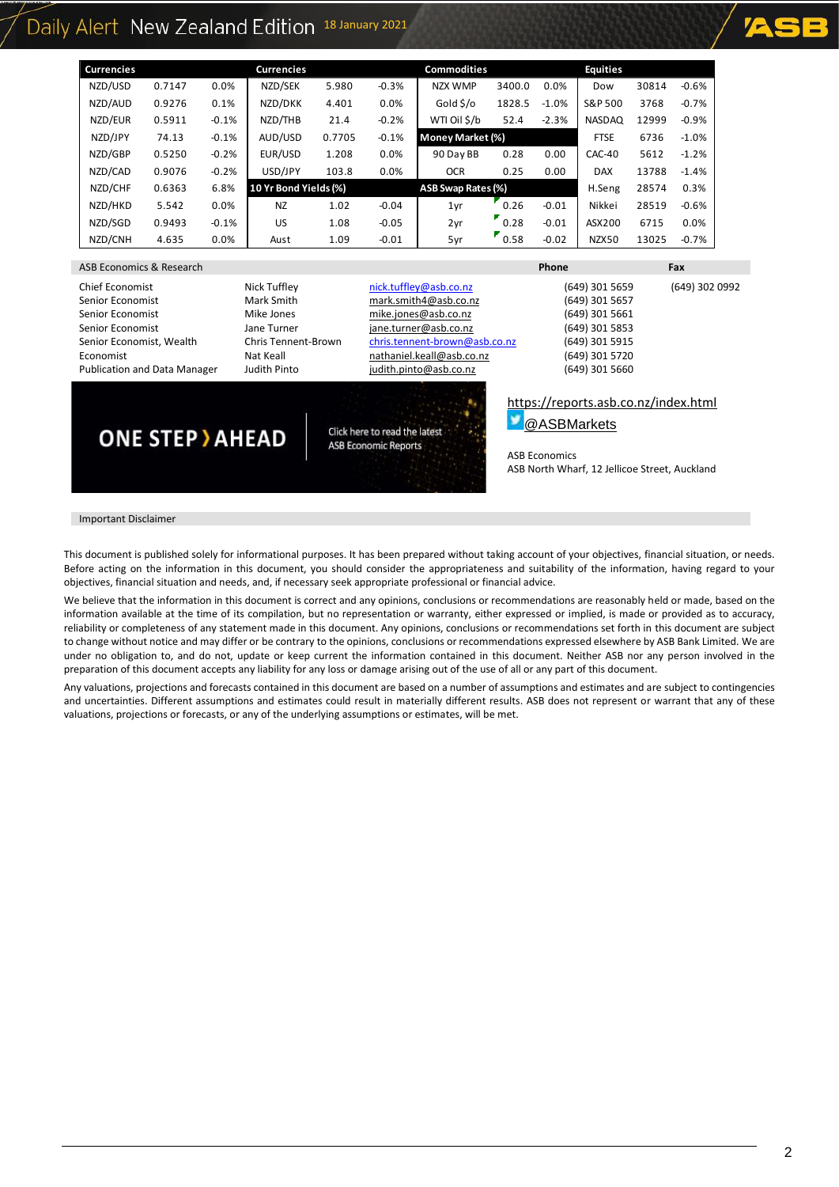| Currencies | | | Currencies | | | Commodities | | | Equities | | |
|---|---|---|---|---|---|---|---|---|---|---|---|
| NZD/USD | 0.7147 | 0.0% | NZD/SEK | 5.980 | -0.3% | NZX WMP | 3400.0 | 0.0% | Dow | 30814 | -0.6% |
| NZD/AUD | 0.9276 | 0.1% | NZD/DKK | 4.401 | 0.0% | Gold $/o | 1828.5 | -1.0% | S&P 500 | 3768 | -0.7% |
| NZD/EUR | 0.5911 | -0.1% | NZD/THB | 21.4 | -0.2% | WTI Oil $/b | 52.4 | -2.3% | NASDAQ | 12999 | -0.9% |
| NZD/JPY | 74.13 | -0.1% | AUD/USD | 0.7705 | -0.1% | **Money Market (%)** | | | FTSE | 6736 | -1.0% |
| NZD/GBP | 0.5250 | -0.2% | EUR/USD | 1.208 | 0.0% | 90 Day BB | 0.28 | 0.00 | CAC-40 | 5612 | -1.2% |
| NZD/CAD | 0.9076 | -0.2% | USD/JPY | 103.8 | 0.0% | OCR | 0.25 | 0.00 | DAX | 13788 | -1.4% |
| NZD/CHF | 0.6363 | 6.8% | **10 Yr Bond Yields (%)** | | | **ASB Swap Rates (%)** | | | H.Seng | 28574 | 0.3% |
| NZD/HKD | 5.542 | 0.0% | NZ | 1.02 | -0.04 | 1yr | 0.26 | -0.01 | Nikkei | 28519 | -0.6% |
| NZD/SGD | 0.9493 | -0.1% | US | 1.08 | -0.05 | 2yr | 0.28 | -0.01 | ASX200 | 6715 | 0.0% |
| NZD/CNH | 4.635 | 0.0% | Aust | 1.09 | -0.01 | 5yr | 0.58 | -0.02 | NZX50 | 13025 | -0.7% |

| ASB Economics & Research | | | Phone | Fax |
|---|---|---|---|---|
| Chief Economist | Nick Tuffley | nick.tuffley@asb.co.nz | (649) 301 5659 | (649) 302 0992 |
| Senior Economist | Mark Smith | mark.smith4@asb.co.nz | (649) 301 5657 | |
| Senior Economist | Mike Jones | mike.jones@asb.co.nz | (649) 301 5661 | |
| Senior Economist | Jane Turner | jane.turner@asb.co.nz | (649) 301 5853 | |
| Senior Economist, Wealth | Chris Tennent-Brown | chris.tennent-brown@asb.co.nz | (649) 301 5915 | |
| Economist | Nat Keall | nathaniel.keall@asb.co.nz | (649) 301 5720 | |
| Publication and Data Manager | Judith Pinto | judith.pinto@asb.co.nz | (649) 301 5660 | |

ONE STEP › AHEAD

Click here to read the latest ASB Economic Reports

https://reports.asb.co.nz/index.html

@ASBMarkets

ASB Economics
ASB North Wharf, 12 Jellicoe Street, Auckland

## Important Disclaimer

This document is published solely for informational purposes. It has been prepared without taking account of your objectives, financial situation, or needs. Before acting on the information in this document, you should consider the appropriateness and suitability of the information, having regard to your objectives, financial situation and needs, and, if necessary seek appropriate professional or financial advice.

We believe that the information in this document is correct and any opinions, conclusions or recommendations are reasonably held or made, based on the information available at the time of its compilation, but no representation or warranty, either expressed or implied, is made or provided as to accuracy, reliability or completeness of any statement made in this document. Any opinions, conclusions or recommendations set forth in this document are subject to change without notice and may differ or be contrary to the opinions, conclusions or recommendations expressed elsewhere by ASB Bank Limited. We are under no obligation to, and do not, update or keep current the information contained in this document. Neither ASB nor any person involved in the preparation of this document accepts any liability for any loss or damage arising out of the use of all or any part of this document.

Any valuations, projections and forecasts contained in this document are based on a number of assumptions and estimates and are subject to contingencies and uncertainties. Different assumptions and estimates could result in materially different results. ASB does not represent or warrant that any of these valuations, projections or forecasts, or any of the underlying assumptions or estimates, will be met.